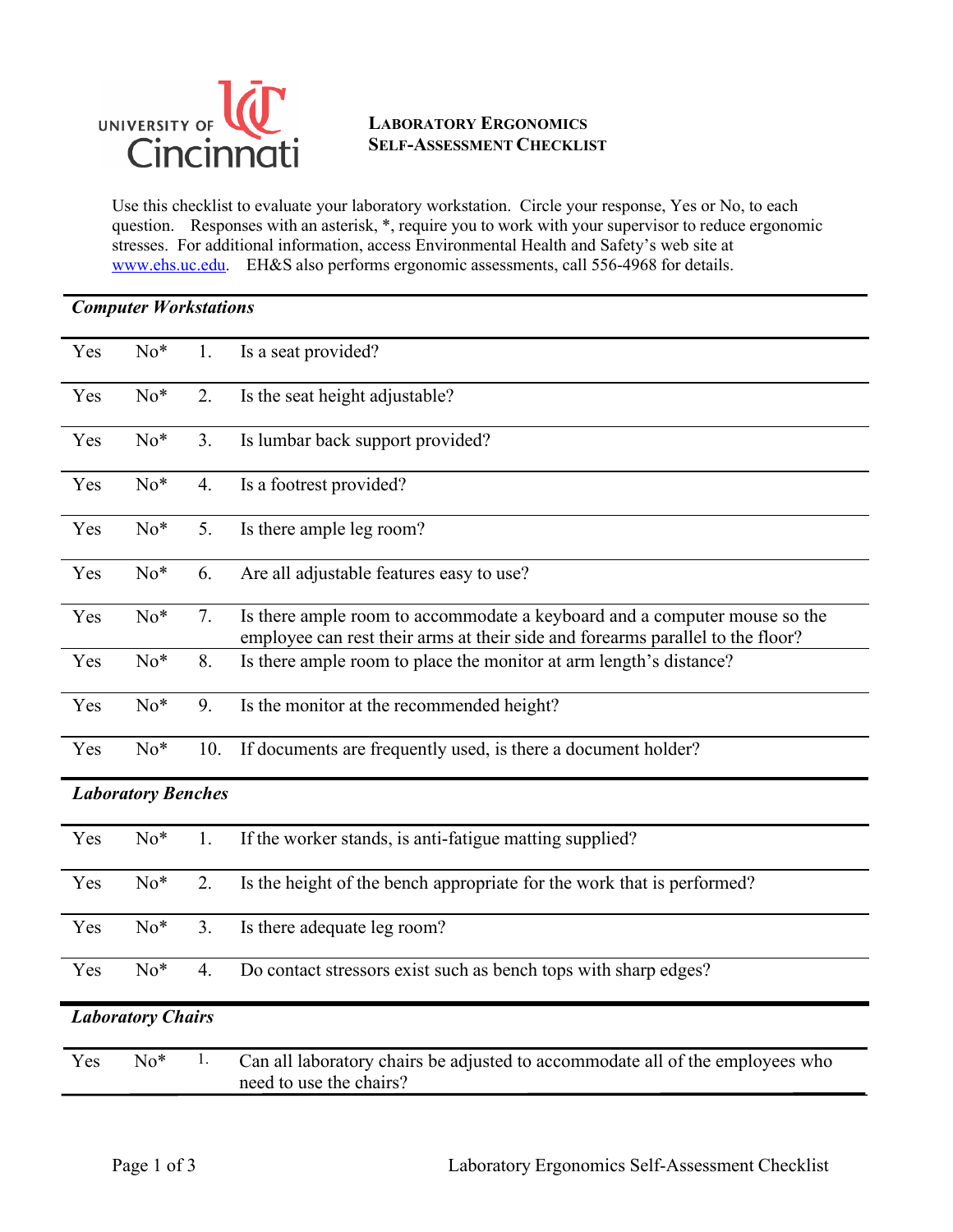UNIVERSITY OF Cincinnati

# LABORATORY ERGONOMICS SELF-ASSESSMENT CHECKLIST

Use this checklist to evaluate your laboratory workstation. Circle your response, Yes or No, to each question. Responses with an asterisk, *, require you to work with your supervisor to reduce ergonomic stresses. For additional information, access Environmental Health and Safety's web site at www.ehs.uc.edu. EH&S also performs ergonomic assessments, call 556-4968 for details.

***Computer Workstations***

| | | | |
|---|---|---|---|
| Yes | No* | 1. | Is a seat provided? |
| Yes | No* | 2. | Is the seat height adjustable? |
| Yes | No* | 3. | Is lumbar back support provided? |
| Yes | No* | 4. | Is a footrest provided? |
| Yes | No* | 5. | Is there ample leg room? |
| Yes | No* | 6. | Are all adjustable features easy to use? |
| Yes | No* | 7. | Is there ample room to accommodate a keyboard and a computer mouse so the employee can rest their arms at their side and forearms parallel to the floor? |
| Yes | No* | 8. | Is there ample room to place the monitor at arm length's distance? |
| Yes | No* | 9. | Is the monitor at the recommended height? |
| Yes | No* | 10. | If documents are frequently used, is there a document holder? |

***Laboratory Benches***

| | | | |
|---|---|---|---|
| Yes | No* | 1. | If the worker stands, is anti-fatigue matting supplied? |
| Yes | No* | 2. | Is the height of the bench appropriate for the work that is performed? |
| Yes | No* | 3. | Is there adequate leg room? |
| Yes | No* | 4. | Do contact stressors exist such as bench tops with sharp edges? |

***Laboratory Chairs***

| | | | |
|---|---|---|---|
| Yes | No* | 1. | Can all laboratory chairs be adjusted to accommodate all of the employees who need to use the chairs? |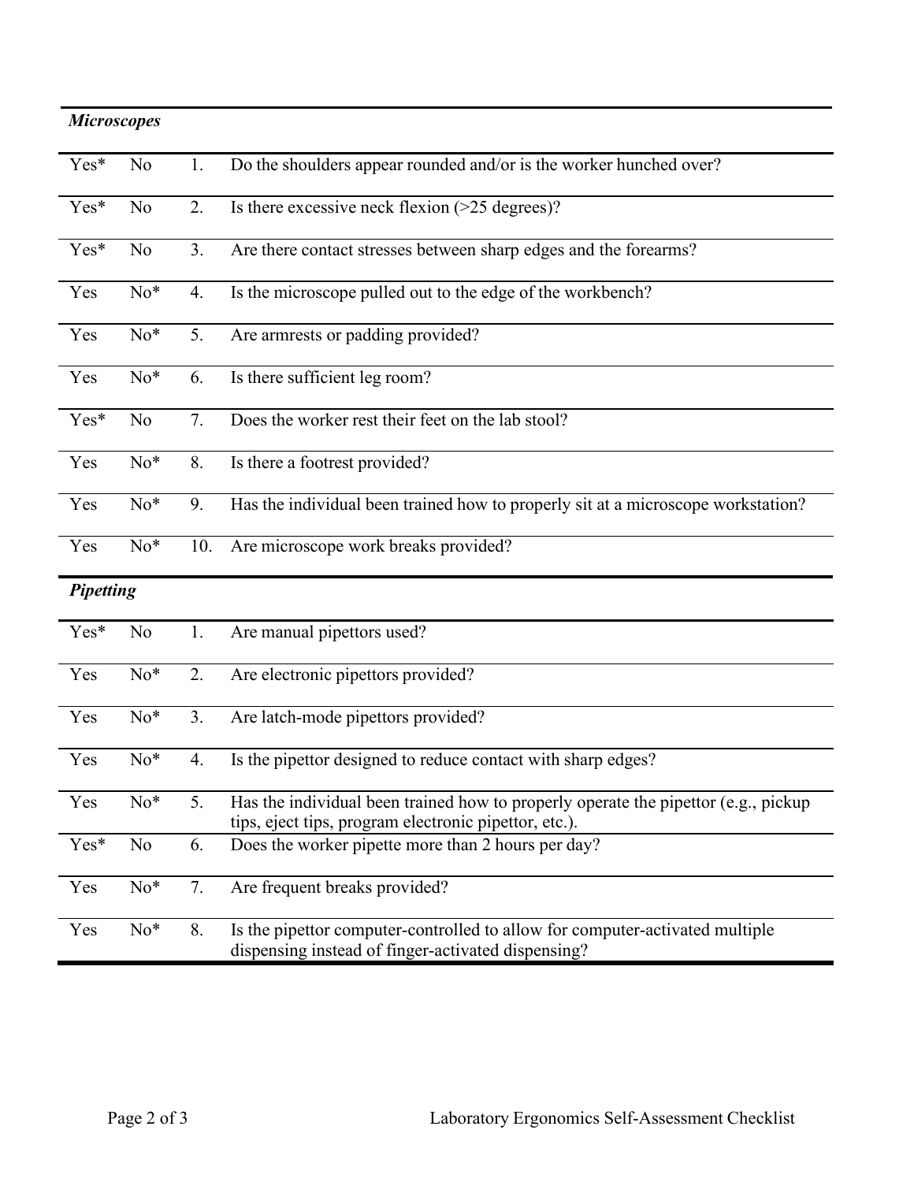***Microscopes***

| | | | |
|---|---|---|---|
| Yes* | No | 1. | Do the shoulders appear rounded and/or is the worker hunched over? |
| Yes* | No | 2. | Is there excessive neck flexion (>25 degrees)? |
| Yes* | No | 3. | Are there contact stresses between sharp edges and the forearms? |
| Yes | No* | 4. | Is the microscope pulled out to the edge of the workbench? |
| Yes | No* | 5. | Are armrests or padding provided? |
| Yes | No* | 6. | Is there sufficient leg room? |
| Yes* | No | 7. | Does the worker rest their feet on the lab stool? |
| Yes | No* | 8. | Is there a footrest provided? |
| Yes | No* | 9. | Has the individual been trained how to properly sit at a microscope workstation? |
| Yes | No* | 10. | Are microscope work breaks provided? |

***Pipetting***

| | | | |
|---|---|---|---|
| Yes* | No | 1. | Are manual pipettors used? |
| Yes | No* | 2. | Are electronic pipettors provided? |
| Yes | No* | 3. | Are latch-mode pipettors provided? |
| Yes | No* | 4. | Is the pipettor designed to reduce contact with sharp edges? |
| Yes | No* | 5. | Has the individual been trained how to properly operate the pipettor (e.g., pickup tips, eject tips, program electronic pipettor, etc.). |
| Yes* | No | 6. | Does the worker pipette more than 2 hours per day? |
| Yes | No* | 7. | Are frequent breaks provided? |
| Yes | No* | 8. | Is the pipettor computer-controlled to allow for computer-activated multiple dispensing instead of finger-activated dispensing? |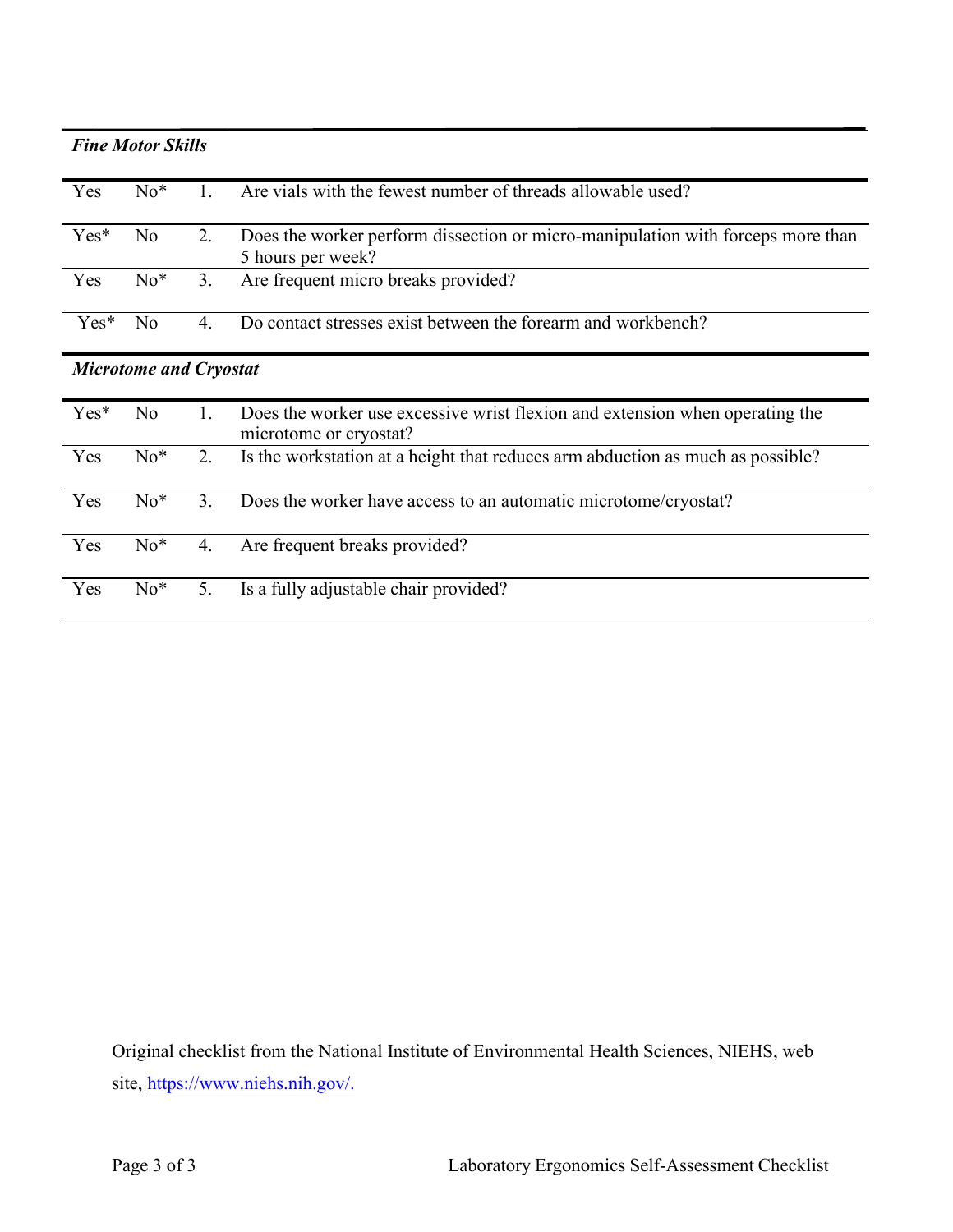| | | | |
|---|---|---|---|
| ***Fine Motor Skills*** | | | |
| Yes | No* | 1. | Are vials with the fewest number of threads allowable used? |
| Yes* | No | 2. | Does the worker perform dissection or micro-manipulation with forceps more than 5 hours per week? |
| Yes | No* | 3. | Are frequent micro breaks provided? |
| Yes* | No | 4. | Do contact stresses exist between the forearm and workbench? |
| ***Microtome and Cryostat*** | | | |
| Yes* | No | 1. | Does the worker use excessive wrist flexion and extension when operating the microtome or cryostat? |
| Yes | No* | 2. | Is the workstation at a height that reduces arm abduction as much as possible? |
| Yes | No* | 3. | Does the worker have access to an automatic microtome/cryostat? |
| Yes | No* | 4. | Are frequent breaks provided? |
| Yes | No* | 5. | Is a fully adjustable chair provided? |

Original checklist from the National Institute of Environmental Health Sciences, NIEHS, web site, [https://www.niehs.nih.gov/.](https://www.niehs.nih.gov/)